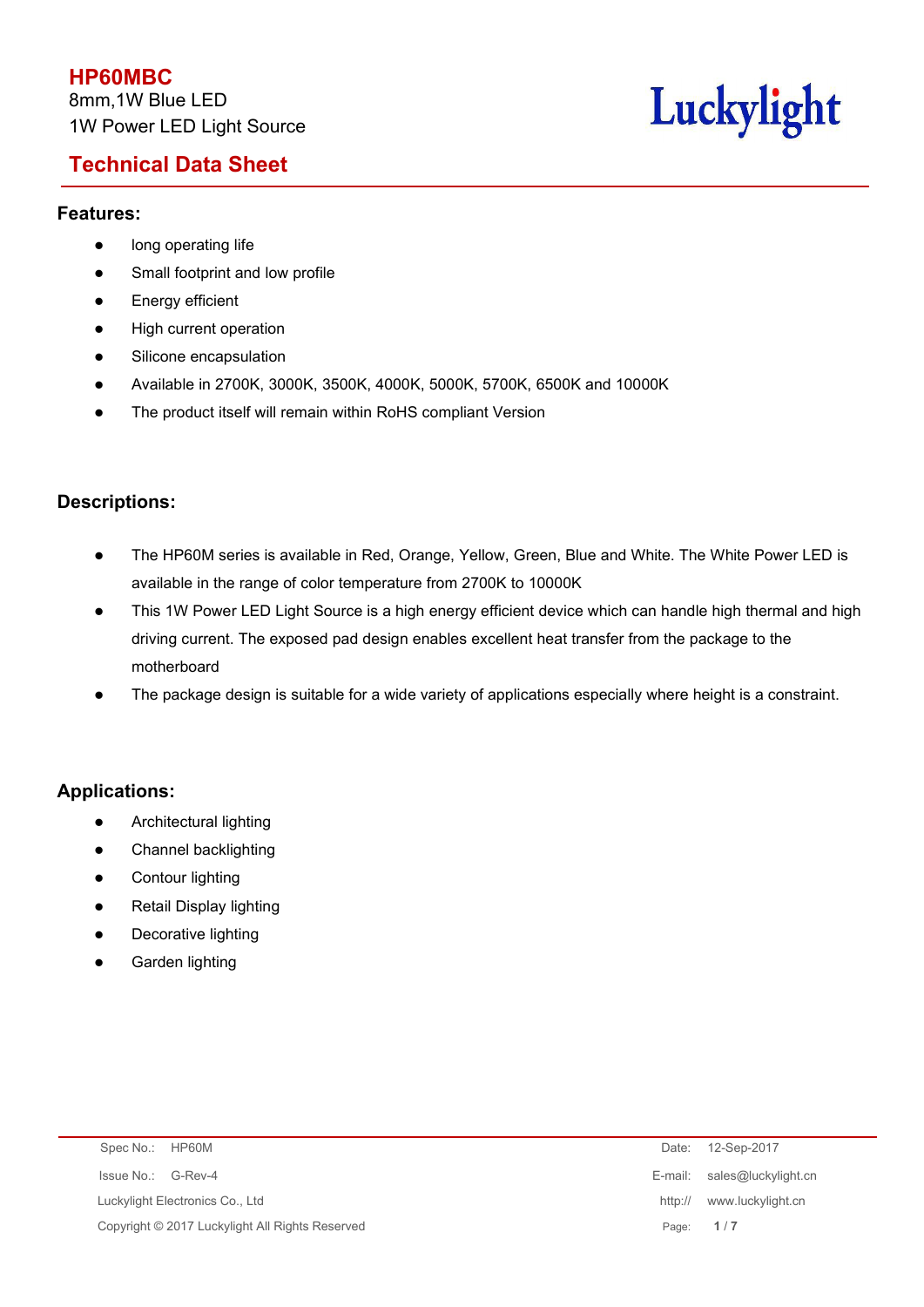# HP60MBC

8mm,1W Blue LED

1W Power LED Light Source

Luckylight

## Technical Data Sheet

### Features:

- long operating life
- Small footprint and low profile
- Energy efficient
- High current operation
- Silicone encapsulation
- Available in 2700K, 3000K, 3500K, 4000K, 5000K, 5700K, 6500K and 10000K
- The product itself will remain within RoHS compliant Version

### Descriptions:

- The HP60M series is available in Red, Orange, Yellow, Green, Blue and White. The White Power LED is available in the range of color temperature from 2700K to 10000K
- This 1W Power LED Light Source is a high energy efficient device which can handle high thermal and high driving current. The exposed pad design enables excellent heat transfer from the package to the motherboard
- The package design is suitable for a wide variety of applications especially where height is a constraint.

### Applications:

- Architectural lighting
- Channel backlighting
- Contour lighting
- Retail Display lighting
- Decorative lighting
- Garden lighting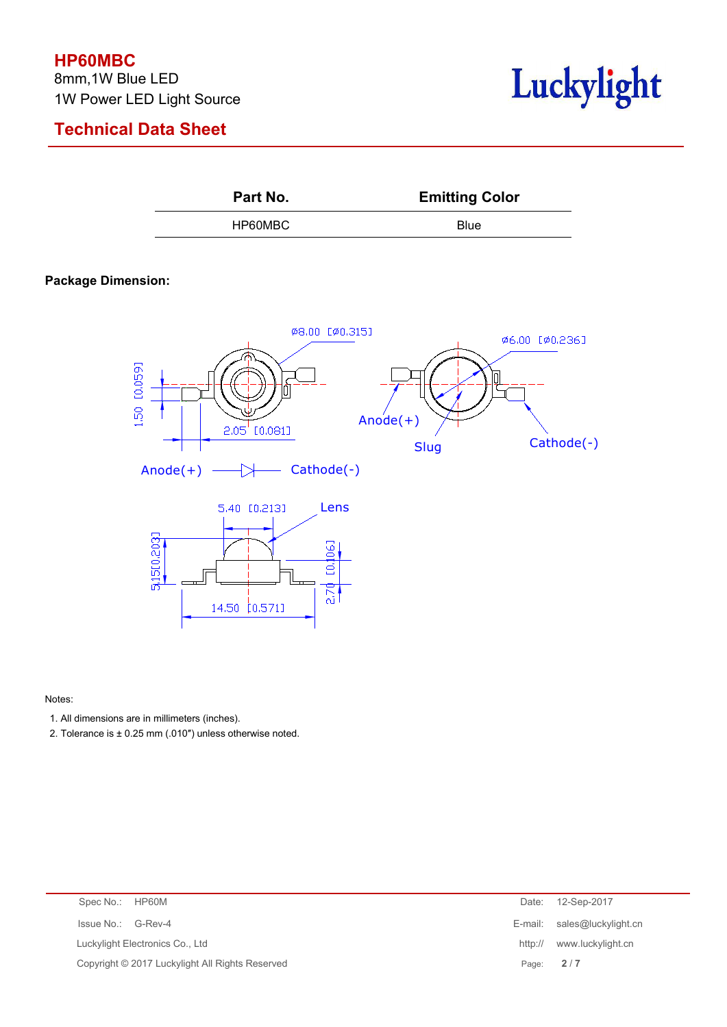**HP60MBC**

8mm,1W Blue LED

1W Power LED Light Source

## Technical Data Sheet

| Part No. | Emitting Color |
|---|---|
| HP60MBC | Blue |

### Package Dimension:

Ø8.00 [Ø0.315]

Ø6.00 [Ø0.236]

1.50 [0.059]

2.05 [0.081]

Anode(+) Slug Cathode(-)

Anode(+) Cathode(-)

5.40 [0.213] Lens

5.15[0.203]

2.70 [0.106]

14.50 [0.571]

Notes:

1. All dimensions are in millimeters (inches).
2. Tolerance is ± 0.25 mm (.010″) unless otherwise noted.

| | | | |
|---|---|---|---|
| Spec No.: | HP60M | Date: | 12-Sep-2017 |
| Issue No.: | G-Rev-4 | E-mail: | sales@luckylight.cn |
| Luckylight Electronics Co., Ltd | | http:// | www.luckylight.cn |
| Copyright © 2017 Luckylight All Rights Reserved | | | |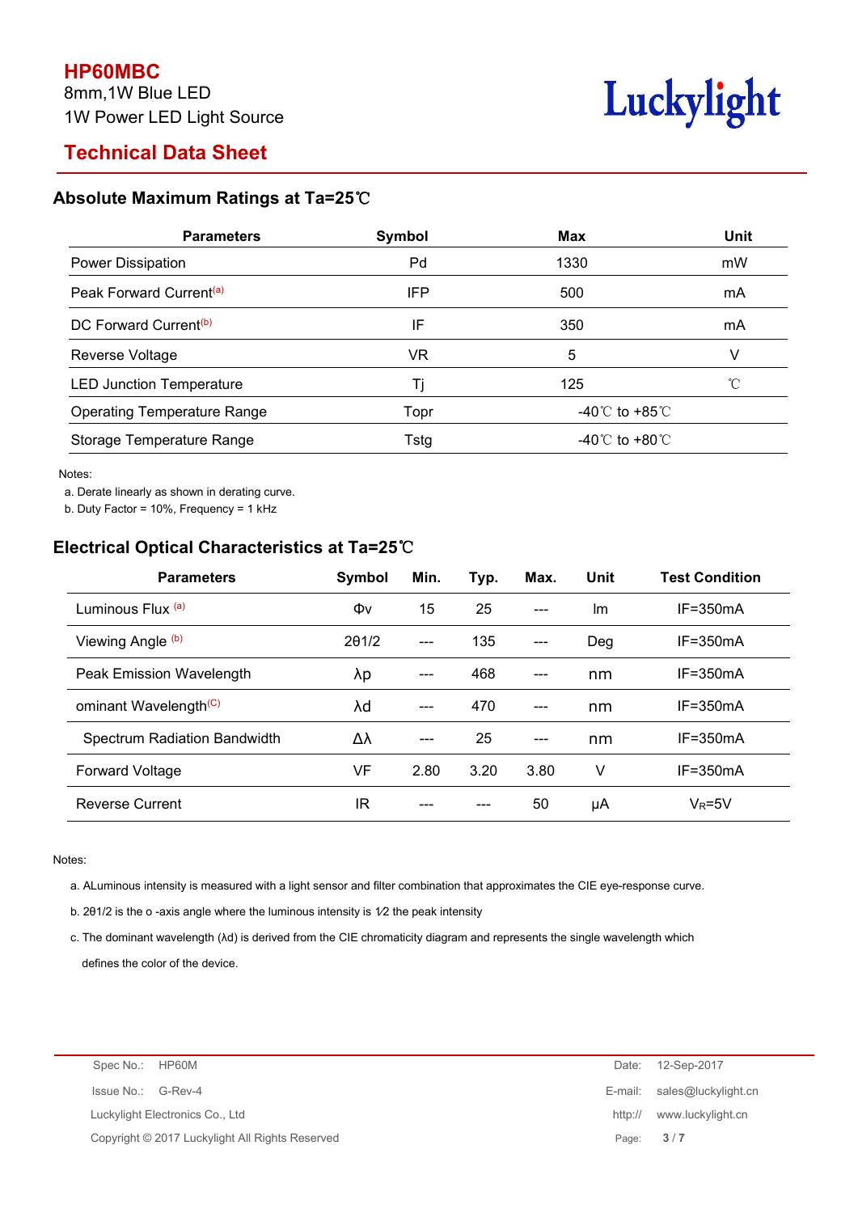# HP60MBC

8mm,1W Blue LED

1W Power LED Light Source

Luckylight

## Technical Data Sheet

### Absolute Maximum Ratings at Ta=25℃

| Parameters | Symbol | Max | Unit |
|---|---|---|---|
| Power Dissipation | Pd | 1330 | mW |
| Peak Forward Current[a] | IFP | 500 | mA |
| DC Forward Current[b] | IF | 350 | mA |
| Reverse Voltage | VR | 5 | V |
| LED Junction Temperature | Tj | 125 | ℃ |
| Operating Temperature Range | Topr | -40℃ to +85℃ | |
| Storage Temperature Range | Tstg | -40℃ to +80℃ | |

Notes:

a. Derate linearly as shown in derating curve.

b. Duty Factor = 10%, Frequency = 1 kHz

### Electrical Optical Characteristics at Ta=25℃

| Parameters | Symbol | Min. | Typ. | Max. | Unit | Test Condition |
|---|---|---|---|---|---|---|
| Luminous Flux [a] | Φv | 15 | 25 | --- | lm | IF=350mA |
| Viewing Angle [b] | 2θ1/2 | --- | 135 | --- | Deg | IF=350mA |
| Peak Emission Wavelength | λp | --- | 468 | --- | nm | IF=350mA |
| ominant Wavelength[C] | λd | --- | 470 | --- | nm | IF=350mA |
| Spectrum Radiation Bandwidth | Δλ | --- | 25 | --- | nm | IF=350mA |
| Forward Voltage | VF | 2.80 | 3.20 | 3.80 | V | IF=350mA |
| Reverse Current | IR | --- | --- | 50 | μA | $V_R$=5V |

Notes:

a. ALuminous intensity is measured with a light sensor and filter combination that approximates the CIE eye-response curve.

b. 2θ1/2 is the o -axis angle where the luminous intensity is 1⁄2 the peak intensity

c. The dominant wavelength (λd) is derived from the CIE chromaticity diagram and represents the single wavelength which defines the color of the device.

Spec No.: HP60M | Date: 12-Sep-2017

Issue No.: G-Rev-4 | E-mail: sales@luckylight.cn

Luckylight Electronics Co., Ltd | http:// www.luckylight.cn

Copyright © 2017 Luckylight All Rights Reserved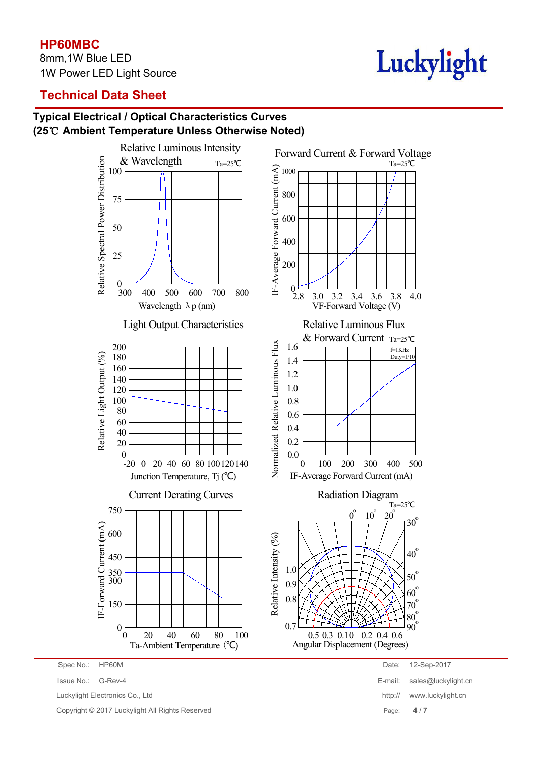# HP60MBC

8mm,1W Blue LED

1W Power LED Light Source

## Technical Data Sheet

### Typical Electrical / Optical Characteristics Curves
### (25℃ Ambient Temperature Unless Otherwise Noted)

Relative Luminous Intensity & Wavelength — Ta=25℃

Relative Spectral Power Distribution: 0, 25, 50, 75, 100

Wavelength λp (nm): 300, 400, 500, 600, 700, 800

Forward Current & Forward Voltage — Ta=25℃

IF-Average Forward Current (mA): 0, 200, 400, 600, 800, 1000

VF-Forward Voltage (V): 2.8, 3.0, 3.2, 3.4, 3.6, 3.8, 4.0

Light Output Characteristics

Relative Light Output (%): 0, 20, 40, 60, 80, 100, 120, 140, 160, 180, 200

Junction Temperature, Tj (℃): -20, 0, 20, 40, 60, 80, 100, 120, 140

Relative Luminous Flux & Forward Current — Ta=25℃, f=1KHz, Duty=1/10

Normalized Relative Luminous Flux: 0.0, 0.2, 0.4, 0.6, 0.8, 1.0, 1.2, 1.4, 1.6

IF-Average Forward Current (mA): 0, 100, 200, 300, 400, 500

Current Derating Curves

IF-Forward Current (mA): 0, 150, 300, 350, 450, 600, 750

Ta-Ambient Temperature (℃): 0, 20, 40, 60, 80, 100

Radiation Diagram — Ta=25℃

Relative Intensity (%): 0.7, 0.8, 0.9, 1.0

Angular Displacement (Degrees): 0°, 10°, 20°, 30°, 40°, 50°, 60°, 70°, 80°, 90°; 0.5, 0.3, 0.1, 0, 0.2, 0.4, 0.6

Spec No.: HP60M
Issue No.: G-Rev-4
Luckylight Electronics Co., Ltd
Copyright © 2017 Luckylight All Rights Reserved

Date: 12-Sep-2017
E-mail: sales@luckylight.cn
http:// www.luckylight.cn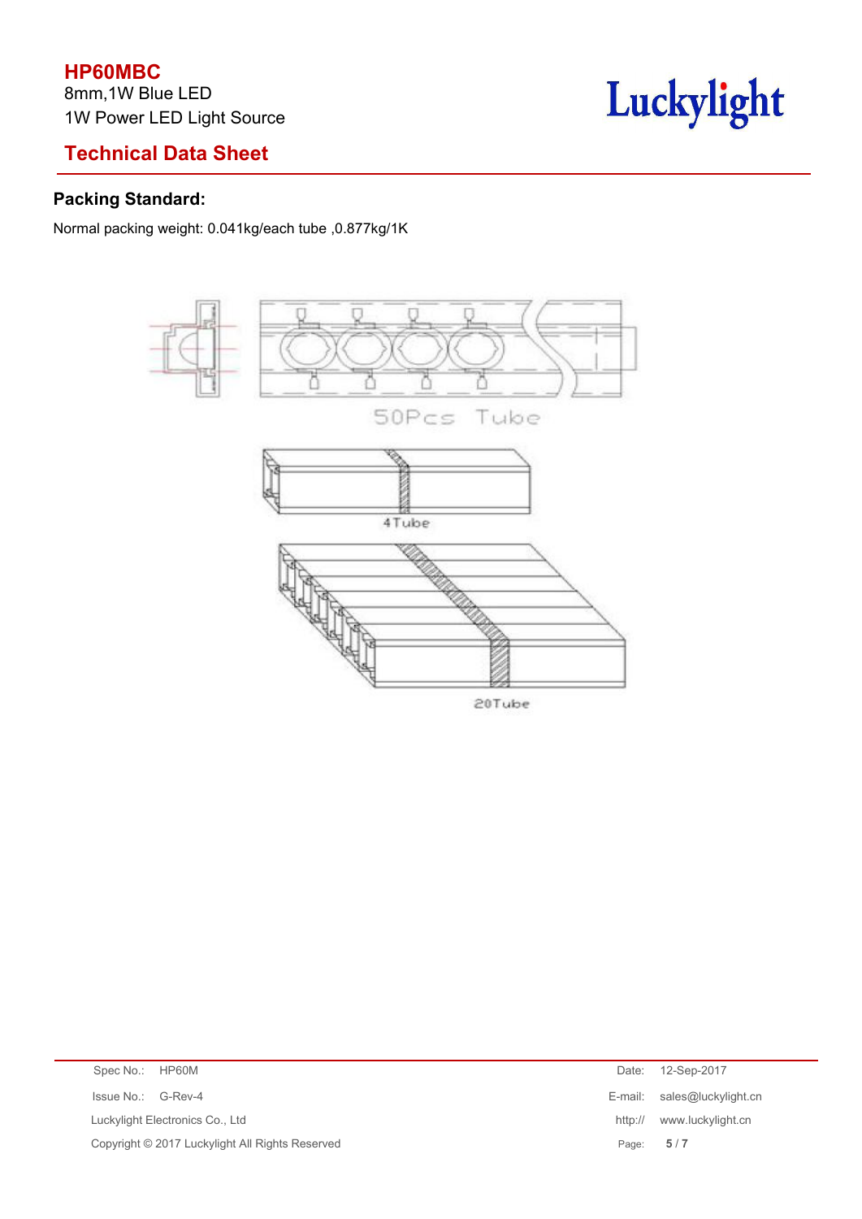## Packing Standard:

Normal packing weight: 0.041kg/each tube ,0.877kg/1K

50Pcs Tube

4Tube

20Tube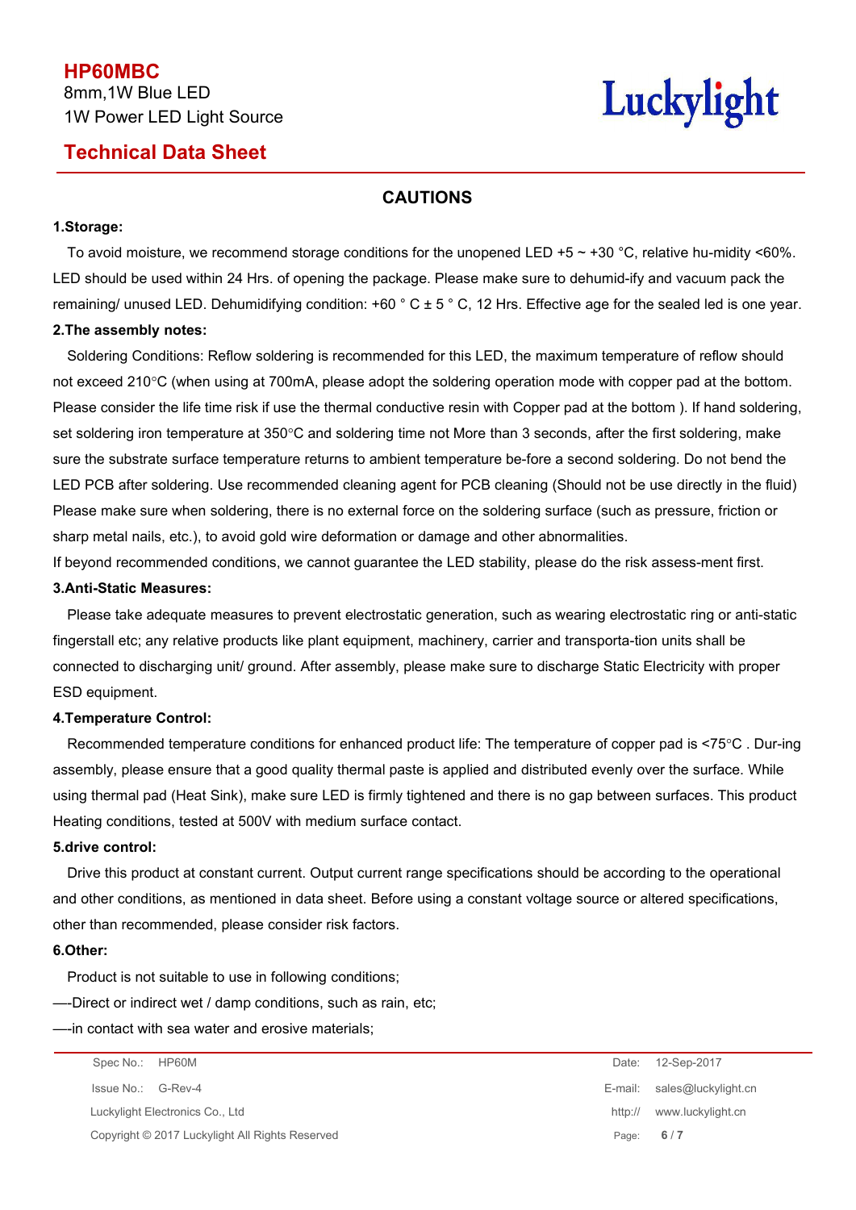## CAUTIONS

**1.Storage:**

To avoid moisture, we recommend storage conditions for the unopened LED +5 ~ +30 °C, relative hu-midity <60%. LED should be used within 24 Hrs. of opening the package. Please make sure to dehumid-ify and vacuum pack the remaining/ unused LED. Dehumidifying condition: +60 ° C ± 5 ° C, 12 Hrs. Effective age for the sealed led is one year.

**2.The assembly notes:**

Soldering Conditions: Reflow soldering is recommended for this LED, the maximum temperature of reflow should not exceed 210°C (when using at 700mA, please adopt the soldering operation mode with copper pad at the bottom. Please consider the life time risk if use the thermal conductive resin with Copper pad at the bottom ). If hand soldering, set soldering iron temperature at 350°C and soldering time not More than 3 seconds, after the first soldering, make sure the substrate surface temperature returns to ambient temperature be-fore a second soldering. Do not bend the LED PCB after soldering. Use recommended cleaning agent for PCB cleaning (Should not be use directly in the fluid) Please make sure when soldering, there is no external force on the soldering surface (such as pressure, friction or sharp metal nails, etc.), to avoid gold wire deformation or damage and other abnormalities.

If beyond recommended conditions, we cannot guarantee the LED stability, please do the risk assess-ment first.

**3.Anti-Static Measures:**

Please take adequate measures to prevent electrostatic generation, such as wearing electrostatic ring or anti-static fingerstall etc; any relative products like plant equipment, machinery, carrier and transporta-tion units shall be connected to discharging unit/ ground. After assembly, please make sure to discharge Static Electricity with proper ESD equipment.

**4.Temperature Control:**

Recommended temperature conditions for enhanced product life: The temperature of copper pad is <75°C . Dur-ing assembly, please ensure that a good quality thermal paste is applied and distributed evenly over the surface. While using thermal pad (Heat Sink), make sure LED is firmly tightened and there is no gap between surfaces. This product Heating conditions, tested at 500V with medium surface contact.

**5.drive control:**

Drive this product at constant current. Output current range specifications should be according to the operational and other conditions, as mentioned in data sheet. Before using a constant voltage source or altered specifications, other than recommended, please consider risk factors.

**6.Other:**

Product is not suitable to use in following conditions;

—-Direct or indirect wet / damp conditions, such as rain, etc;

—-in contact with sea water and erosive materials;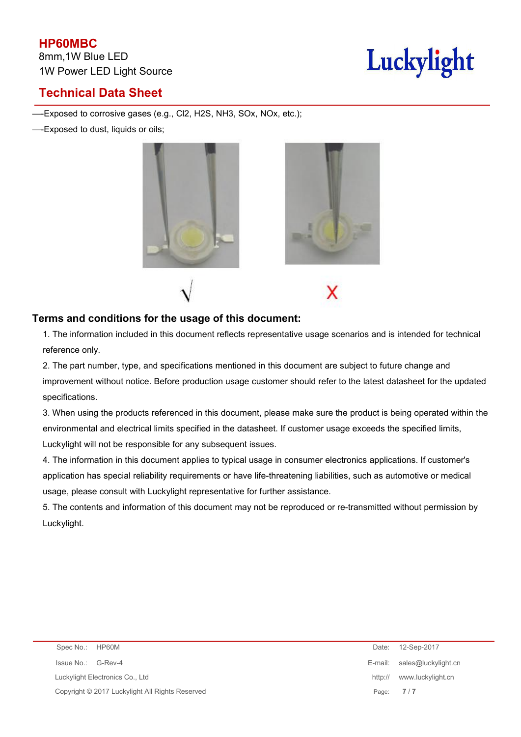—-Exposed to corrosive gases (e.g., Cl2, H2S, NH3, SOx, NOx, etc.);

—-Exposed to dust, liquids or oils;

√ X

### Terms and conditions for the usage of this document:

1. The information included in this document reflects representative usage scenarios and is intended for technical reference only.
2. The part number, type, and specifications mentioned in this document are subject to future change and improvement without notice. Before production usage customer should refer to the latest datasheet for the updated specifications.
3. When using the products referenced in this document, please make sure the product is being operated within the environmental and electrical limits specified in the datasheet. If customer usage exceeds the specified limits, Luckylight will not be responsible for any subsequent issues.
4. The information in this document applies to typical usage in consumer electronics applications. If customer's application has special reliability requirements or have life-threatening liabilities, such as automotive or medical usage, please consult with Luckylight representative for further assistance.
5. The contents and information of this document may not be reproduced or re-transmitted without permission by Luckylight.